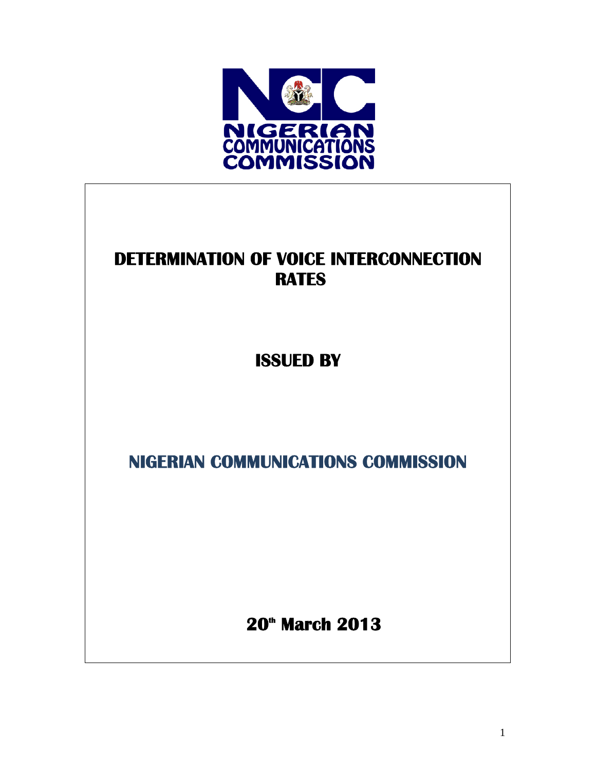NIGERIAN COMMUNICATIONS COMMISSION

# DETERMINATION OF VOICE INTERCONNECTION RATES

## ISSUED BY

## NIGERIAN COMMUNICATIONS COMMISSION

**20th March 2013**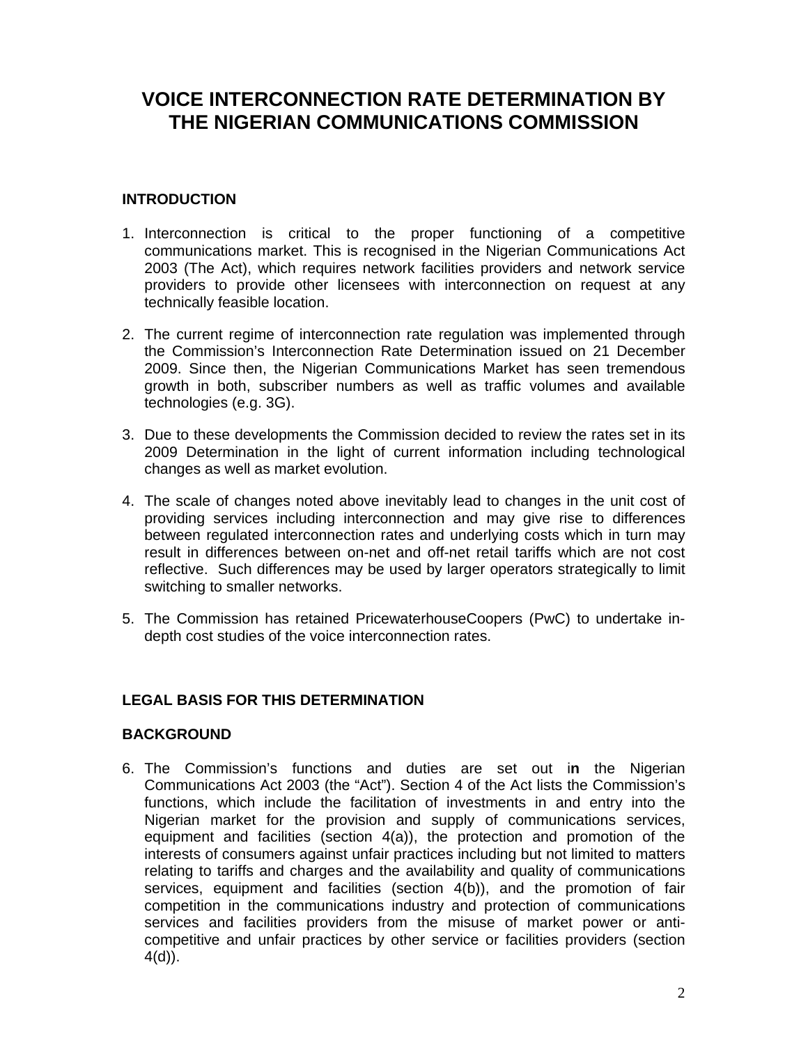# VOICE INTERCONNECTION RATE DETERMINATION BY THE NIGERIAN COMMUNICATIONS COMMISSION

## INTRODUCTION

1. Interconnection is critical to the proper functioning of a competitive communications market. This is recognised in the Nigerian Communications Act 2003 (The Act), which requires network facilities providers and network service providers to provide other licensees with interconnection on request at any technically feasible location.

2. The current regime of interconnection rate regulation was implemented through the Commission's Interconnection Rate Determination issued on 21 December 2009. Since then, the Nigerian Communications Market has seen tremendous growth in both, subscriber numbers as well as traffic volumes and available technologies (e.g. 3G).

3. Due to these developments the Commission decided to review the rates set in its 2009 Determination in the light of current information including technological changes as well as market evolution.

4. The scale of changes noted above inevitably lead to changes in the unit cost of providing services including interconnection and may give rise to differences between regulated interconnection rates and underlying costs which in turn may result in differences between on-net and off-net retail tariffs which are not cost reflective. Such differences may be used by larger operators strategically to limit switching to smaller networks.

5. The Commission has retained PricewaterhouseCoopers (PwC) to undertake in-depth cost studies of the voice interconnection rates.

## LEGAL BASIS FOR THIS DETERMINATION

### BACKGROUND

6. The Commission's functions and duties are set out i**n** the Nigerian Communications Act 2003 (the "Act"). Section 4 of the Act lists the Commission's functions, which include the facilitation of investments in and entry into the Nigerian market for the provision and supply of communications services, equipment and facilities (section 4(a)), the protection and promotion of the interests of consumers against unfair practices including but not limited to matters relating to tariffs and charges and the availability and quality of communications services, equipment and facilities (section 4(b)), and the promotion of fair competition in the communications industry and protection of communications services and facilities providers from the misuse of market power or anti-competitive and unfair practices by other service or facilities providers (section 4(d)).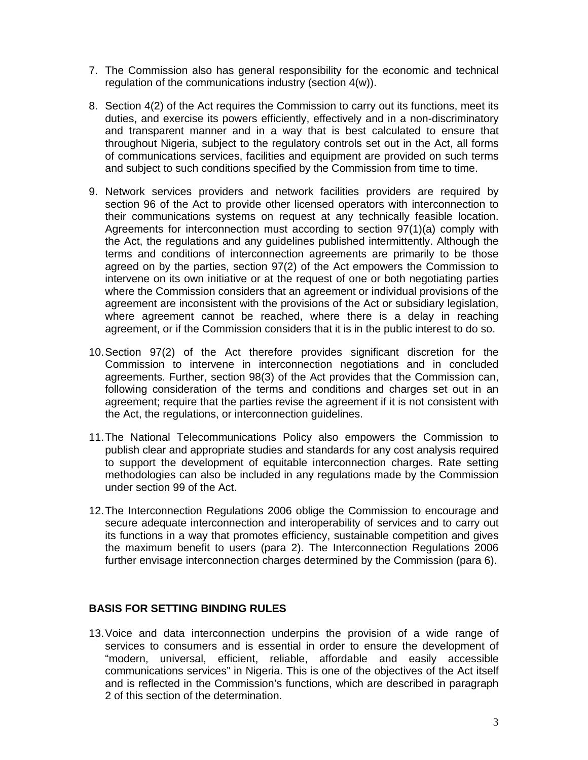7. The Commission also has general responsibility for the economic and technical regulation of the communications industry (section 4(w)).

8. Section 4(2) of the Act requires the Commission to carry out its functions, meet its duties, and exercise its powers efficiently, effectively and in a non-discriminatory and transparent manner and in a way that is best calculated to ensure that throughout Nigeria, subject to the regulatory controls set out in the Act, all forms of communications services, facilities and equipment are provided on such terms and subject to such conditions specified by the Commission from time to time.

9. Network services providers and network facilities providers are required by section 96 of the Act to provide other licensed operators with interconnection to their communications systems on request at any technically feasible location. Agreements for interconnection must according to section 97(1)(a) comply with the Act, the regulations and any guidelines published intermittently. Although the terms and conditions of interconnection agreements are primarily to be those agreed on by the parties, section 97(2) of the Act empowers the Commission to intervene on its own initiative or at the request of one or both negotiating parties where the Commission considers that an agreement or individual provisions of the agreement are inconsistent with the provisions of the Act or subsidiary legislation, where agreement cannot be reached, where there is a delay in reaching agreement, or if the Commission considers that it is in the public interest to do so.

10. Section 97(2) of the Act therefore provides significant discretion for the Commission to intervene in interconnection negotiations and in concluded agreements. Further, section 98(3) of the Act provides that the Commission can, following consideration of the terms and conditions and charges set out in an agreement; require that the parties revise the agreement if it is not consistent with the Act, the regulations, or interconnection guidelines.

11. The National Telecommunications Policy also empowers the Commission to publish clear and appropriate studies and standards for any cost analysis required to support the development of equitable interconnection charges. Rate setting methodologies can also be included in any regulations made by the Commission under section 99 of the Act.

12. The Interconnection Regulations 2006 oblige the Commission to encourage and secure adequate interconnection and interoperability of services and to carry out its functions in a way that promotes efficiency, sustainable competition and gives the maximum benefit to users (para 2). The Interconnection Regulations 2006 further envisage interconnection charges determined by the Commission (para 6).

## BASIS FOR SETTING BINDING RULES

13. Voice and data interconnection underpins the provision of a wide range of services to consumers and is essential in order to ensure the development of "modern, universal, efficient, reliable, affordable and easily accessible communications services" in Nigeria. This is one of the objectives of the Act itself and is reflected in the Commission's functions, which are described in paragraph 2 of this section of the determination.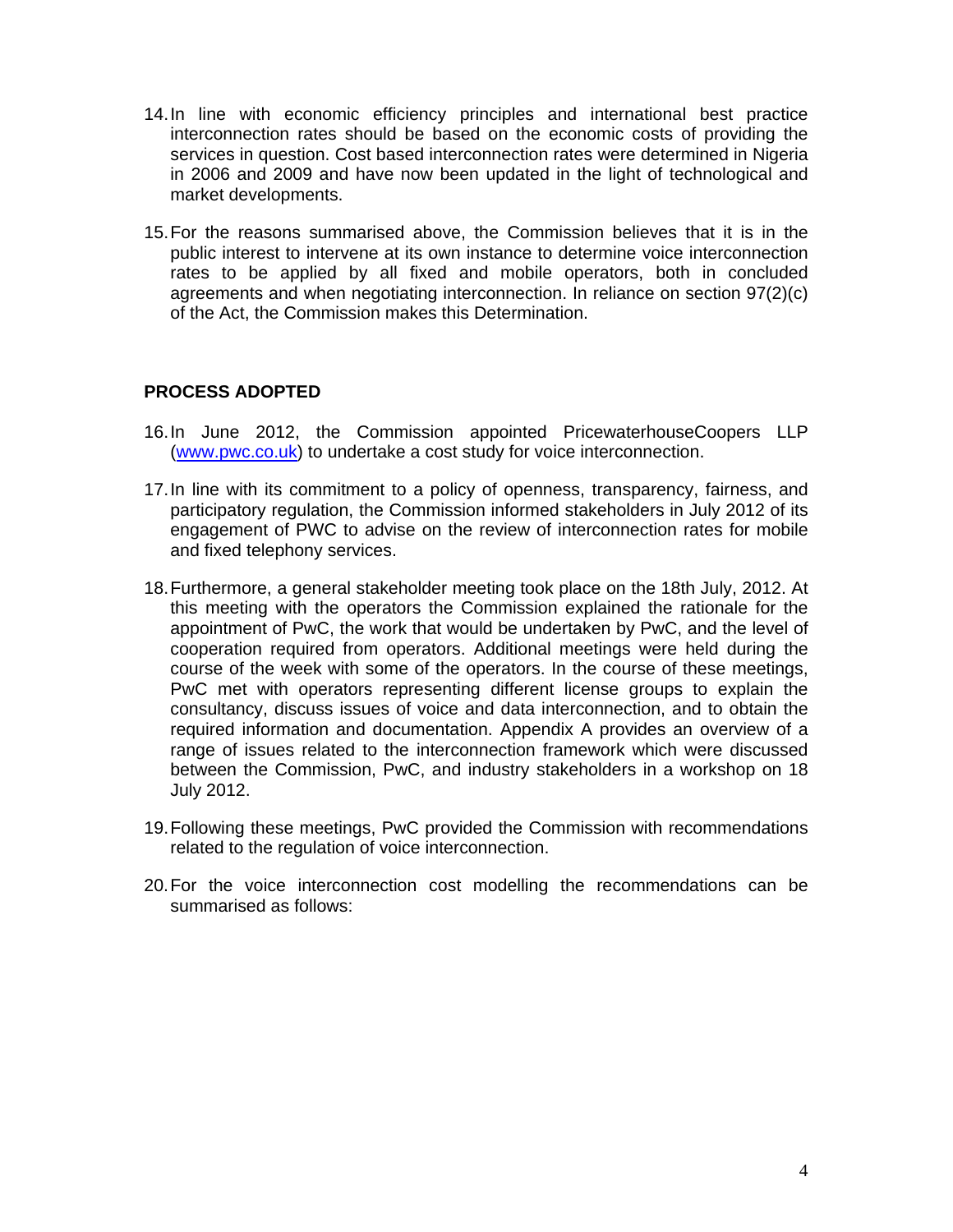14. In line with economic efficiency principles and international best practice interconnection rates should be based on the economic costs of providing the services in question. Cost based interconnection rates were determined in Nigeria in 2006 and 2009 and have now been updated in the light of technological and market developments.

15. For the reasons summarised above, the Commission believes that it is in the public interest to intervene at its own instance to determine voice interconnection rates to be applied by all fixed and mobile operators, both in concluded agreements and when negotiating interconnection. In reliance on section 97(2)(c) of the Act, the Commission makes this Determination.

## PROCESS ADOPTED

16. In June 2012, the Commission appointed PricewaterhouseCoopers LLP (www.pwc.co.uk) to undertake a cost study for voice interconnection.

17. In line with its commitment to a policy of openness, transparency, fairness, and participatory regulation, the Commission informed stakeholders in July 2012 of its engagement of PWC to advise on the review of interconnection rates for mobile and fixed telephony services.

18. Furthermore, a general stakeholder meeting took place on the 18th July, 2012. At this meeting with the operators the Commission explained the rationale for the appointment of PwC, the work that would be undertaken by PwC, and the level of cooperation required from operators. Additional meetings were held during the course of the week with some of the operators. In the course of these meetings, PwC met with operators representing different license groups to explain the consultancy, discuss issues of voice and data interconnection, and to obtain the required information and documentation. Appendix A provides an overview of a range of issues related to the interconnection framework which were discussed between the Commission, PwC, and industry stakeholders in a workshop on 18 July 2012.

19. Following these meetings, PwC provided the Commission with recommendations related to the regulation of voice interconnection.

20. For the voice interconnection cost modelling the recommendations can be summarised as follows: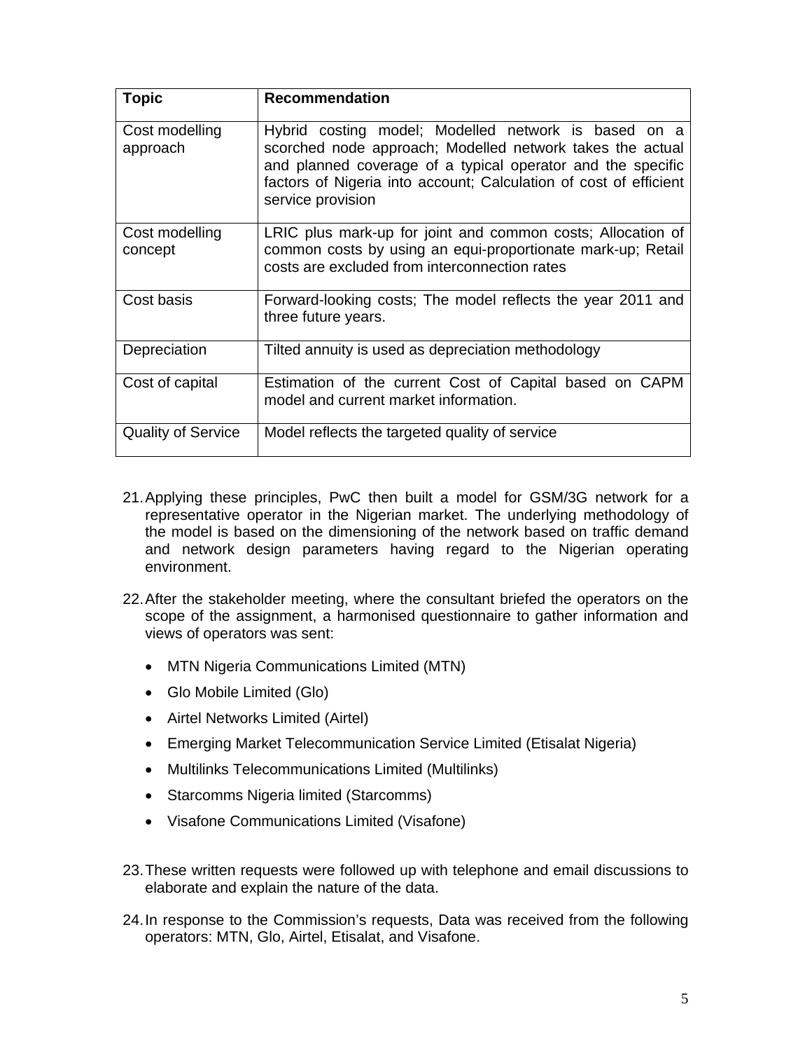| Topic | Recommendation |
| --- | --- |
| Cost modelling approach | Hybrid costing model; Modelled network is based on a scorched node approach; Modelled network takes the actual and planned coverage of a typical operator and the specific factors of Nigeria into account; Calculation of cost of efficient service provision |
| Cost modelling concept | LRIC plus mark-up for joint and common costs; Allocation of common costs by using an equi-proportionate mark-up; Retail costs are excluded from interconnection rates |
| Cost basis | Forward-looking costs; The model reflects the year 2011 and three future years. |
| Depreciation | Tilted annuity is used as depreciation methodology |
| Cost of capital | Estimation of the current Cost of Capital based on CAPM model and current market information. |
| Quality of Service | Model reflects the targeted quality of service |

21. Applying these principles, PwC then built a model for GSM/3G network for a representative operator in the Nigerian market. The underlying methodology of the model is based on the dimensioning of the network based on traffic demand and network design parameters having regard to the Nigerian operating environment.

22. After the stakeholder meeting, where the consultant briefed the operators on the scope of the assignment, a harmonised questionnaire to gather information and views of operators was sent:

    - MTN Nigeria Communications Limited (MTN)
    - Glo Mobile Limited (Glo)
    - Airtel Networks Limited (Airtel)
    - Emerging Market Telecommunication Service Limited (Etisalat Nigeria)
    - Multilinks Telecommunications Limited (Multilinks)
    - Starcomms Nigeria limited (Starcomms)
    - Visafone Communications Limited (Visafone)

23. These written requests were followed up with telephone and email discussions to elaborate and explain the nature of the data.

24. In response to the Commission's requests, Data was received from the following operators: MTN, Glo, Airtel, Etisalat, and Visafone.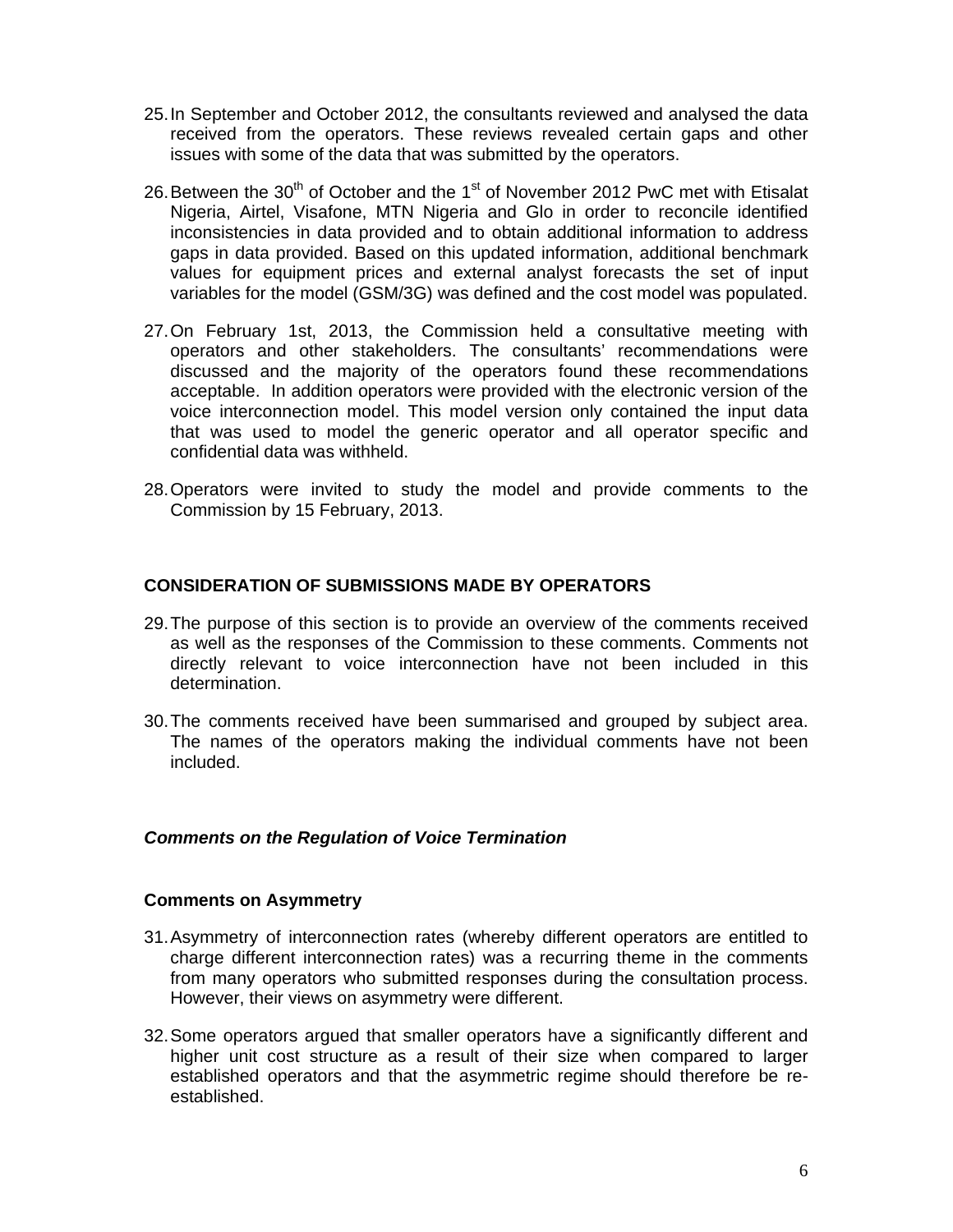25. In September and October 2012, the consultants reviewed and analysed the data received from the operators. These reviews revealed certain gaps and other issues with some of the data that was submitted by the operators.

26. Between the 30th of October and the 1st of November 2012 PwC met with Etisalat Nigeria, Airtel, Visafone, MTN Nigeria and Glo in order to reconcile identified inconsistencies in data provided and to obtain additional information to address gaps in data provided. Based on this updated information, additional benchmark values for equipment prices and external analyst forecasts the set of input variables for the model (GSM/3G) was defined and the cost model was populated.

27. On February 1st, 2013, the Commission held a consultative meeting with operators and other stakeholders. The consultants' recommendations were discussed and the majority of the operators found these recommendations acceptable. In addition operators were provided with the electronic version of the voice interconnection model. This model version only contained the input data that was used to model the generic operator and all operator specific and confidential data was withheld.

28. Operators were invited to study the model and provide comments to the Commission by 15 February, 2013.

## CONSIDERATION OF SUBMISSIONS MADE BY OPERATORS

29. The purpose of this section is to provide an overview of the comments received as well as the responses of the Commission to these comments. Comments not directly relevant to voice interconnection have not been included in this determination.

30. The comments received have been summarised and grouped by subject area. The names of the operators making the individual comments have not been included.

### *Comments on the Regulation of Voice Termination*

### Comments on Asymmetry

31. Asymmetry of interconnection rates (whereby different operators are entitled to charge different interconnection rates) was a recurring theme in the comments from many operators who submitted responses during the consultation process. However, their views on asymmetry were different.

32. Some operators argued that smaller operators have a significantly different and higher unit cost structure as a result of their size when compared to larger established operators and that the asymmetric regime should therefore be re-established.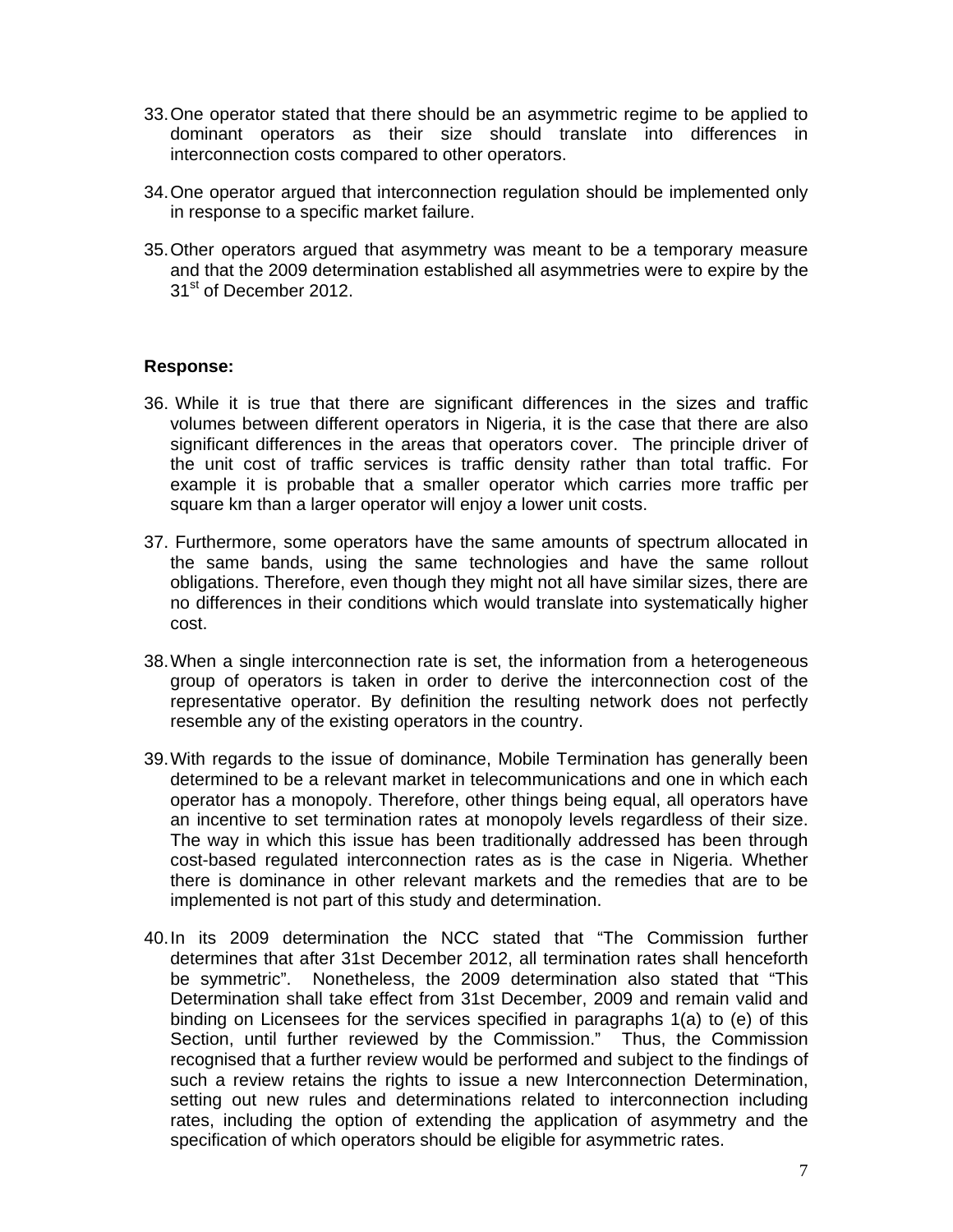33. One operator stated that there should be an asymmetric regime to be applied to dominant operators as their size should translate into differences in interconnection costs compared to other operators.

34. One operator argued that interconnection regulation should be implemented only in response to a specific market failure.

35. Other operators argued that asymmetry was meant to be a temporary measure and that the 2009 determination established all asymmetries were to expire by the 31st of December 2012.

**Response:**

36. While it is true that there are significant differences in the sizes and traffic volumes between different operators in Nigeria, it is the case that there are also significant differences in the areas that operators cover. The principle driver of the unit cost of traffic services is traffic density rather than total traffic. For example it is probable that a smaller operator which carries more traffic per square km than a larger operator will enjoy a lower unit costs.

37. Furthermore, some operators have the same amounts of spectrum allocated in the same bands, using the same technologies and have the same rollout obligations. Therefore, even though they might not all have similar sizes, there are no differences in their conditions which would translate into systematically higher cost.

38. When a single interconnection rate is set, the information from a heterogeneous group of operators is taken in order to derive the interconnection cost of the representative operator. By definition the resulting network does not perfectly resemble any of the existing operators in the country.

39. With regards to the issue of dominance, Mobile Termination has generally been determined to be a relevant market in telecommunications and one in which each operator has a monopoly. Therefore, other things being equal, all operators have an incentive to set termination rates at monopoly levels regardless of their size. The way in which this issue has been traditionally addressed has been through cost-based regulated interconnection rates as is the case in Nigeria. Whether there is dominance in other relevant markets and the remedies that are to be implemented is not part of this study and determination.

40. In its 2009 determination the NCC stated that "The Commission further determines that after 31st December 2012, all termination rates shall henceforth be symmetric". Nonetheless, the 2009 determination also stated that "This Determination shall take effect from 31st December, 2009 and remain valid and binding on Licensees for the services specified in paragraphs 1(a) to (e) of this Section, until further reviewed by the Commission." Thus, the Commission recognised that a further review would be performed and subject to the findings of such a review retains the rights to issue a new Interconnection Determination, setting out new rules and determinations related to interconnection including rates, including the option of extending the application of asymmetry and the specification of which operators should be eligible for asymmetric rates.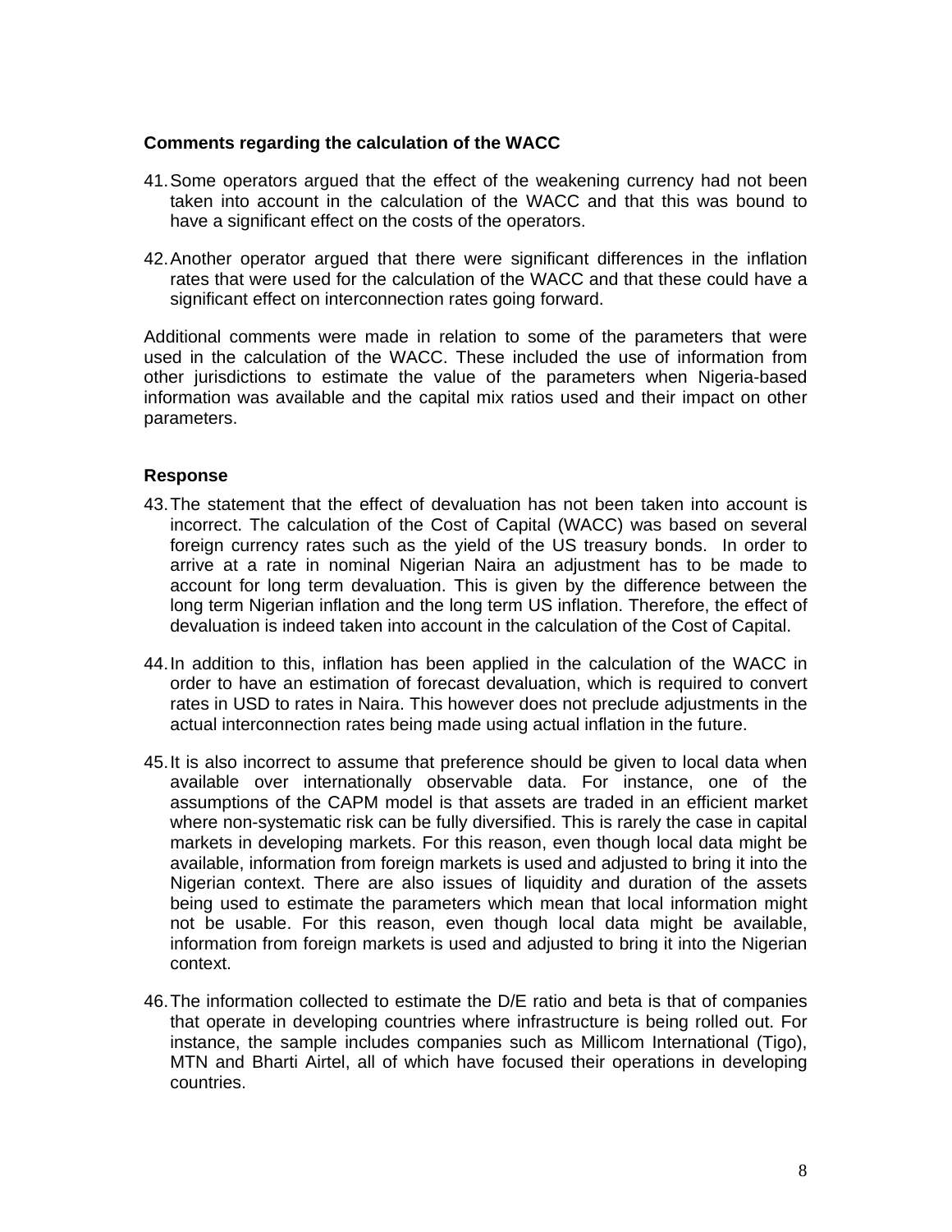**Comments regarding the calculation of the WACC**

41. Some operators argued that the effect of the weakening currency had not been taken into account in the calculation of the WACC and that this was bound to have a significant effect on the costs of the operators.

42. Another operator argued that there were significant differences in the inflation rates that were used for the calculation of the WACC and that these could have a significant effect on interconnection rates going forward.

Additional comments were made in relation to some of the parameters that were used in the calculation of the WACC. These included the use of information from other jurisdictions to estimate the value of the parameters when Nigeria-based information was available and the capital mix ratios used and their impact on other parameters.

**Response**

43. The statement that the effect of devaluation has not been taken into account is incorrect. The calculation of the Cost of Capital (WACC) was based on several foreign currency rates such as the yield of the US treasury bonds. In order to arrive at a rate in nominal Nigerian Naira an adjustment has to be made to account for long term devaluation. This is given by the difference between the long term Nigerian inflation and the long term US inflation. Therefore, the effect of devaluation is indeed taken into account in the calculation of the Cost of Capital.

44. In addition to this, inflation has been applied in the calculation of the WACC in order to have an estimation of forecast devaluation, which is required to convert rates in USD to rates in Naira. This however does not preclude adjustments in the actual interconnection rates being made using actual inflation in the future.

45. It is also incorrect to assume that preference should be given to local data when available over internationally observable data. For instance, one of the assumptions of the CAPM model is that assets are traded in an efficient market where non-systematic risk can be fully diversified. This is rarely the case in capital markets in developing markets. For this reason, even though local data might be available, information from foreign markets is used and adjusted to bring it into the Nigerian context. There are also issues of liquidity and duration of the assets being used to estimate the parameters which mean that local information might not be usable. For this reason, even though local data might be available, information from foreign markets is used and adjusted to bring it into the Nigerian context.

46. The information collected to estimate the D/E ratio and beta is that of companies that operate in developing countries where infrastructure is being rolled out. For instance, the sample includes companies such as Millicom International (Tigo), MTN and Bharti Airtel, all of which have focused their operations in developing countries.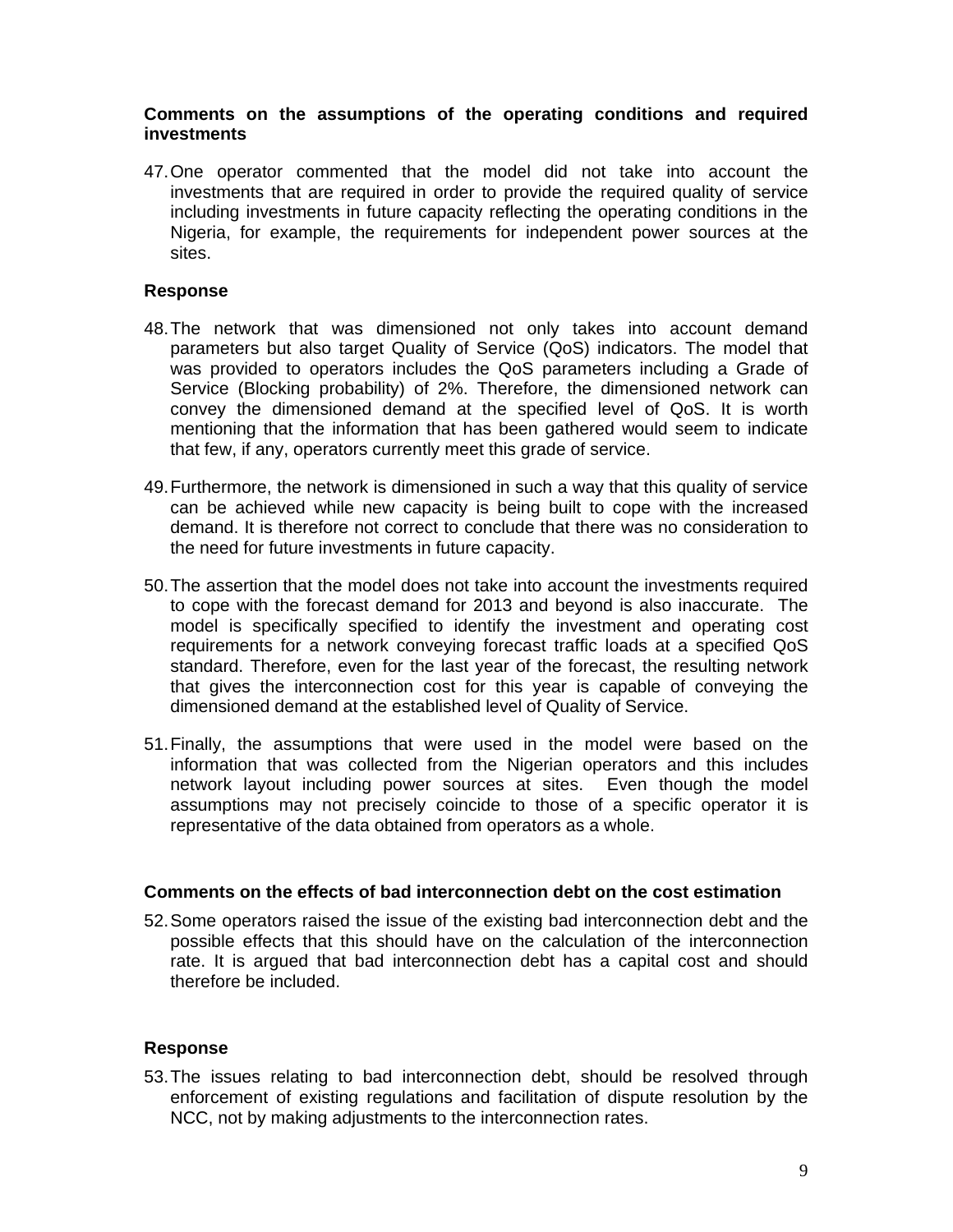**Comments on the assumptions of the operating conditions and required investments**

47. One operator commented that the model did not take into account the investments that are required in order to provide the required quality of service including investments in future capacity reflecting the operating conditions in the Nigeria, for example, the requirements for independent power sources at the sites.

**Response**

48. The network that was dimensioned not only takes into account demand parameters but also target Quality of Service (QoS) indicators. The model that was provided to operators includes the QoS parameters including a Grade of Service (Blocking probability) of 2%. Therefore, the dimensioned network can convey the dimensioned demand at the specified level of QoS. It is worth mentioning that the information that has been gathered would seem to indicate that few, if any, operators currently meet this grade of service.

49. Furthermore, the network is dimensioned in such a way that this quality of service can be achieved while new capacity is being built to cope with the increased demand. It is therefore not correct to conclude that there was no consideration to the need for future investments in future capacity.

50. The assertion that the model does not take into account the investments required to cope with the forecast demand for 2013 and beyond is also inaccurate. The model is specifically specified to identify the investment and operating cost requirements for a network conveying forecast traffic loads at a specified QoS standard. Therefore, even for the last year of the forecast, the resulting network that gives the interconnection cost for this year is capable of conveying the dimensioned demand at the established level of Quality of Service.

51. Finally, the assumptions that were used in the model were based on the information that was collected from the Nigerian operators and this includes network layout including power sources at sites. Even though the model assumptions may not precisely coincide to those of a specific operator it is representative of the data obtained from operators as a whole.

**Comments on the effects of bad interconnection debt on the cost estimation**

52. Some operators raised the issue of the existing bad interconnection debt and the possible effects that this should have on the calculation of the interconnection rate. It is argued that bad interconnection debt has a capital cost and should therefore be included.

**Response**

53. The issues relating to bad interconnection debt, should be resolved through enforcement of existing regulations and facilitation of dispute resolution by the NCC, not by making adjustments to the interconnection rates.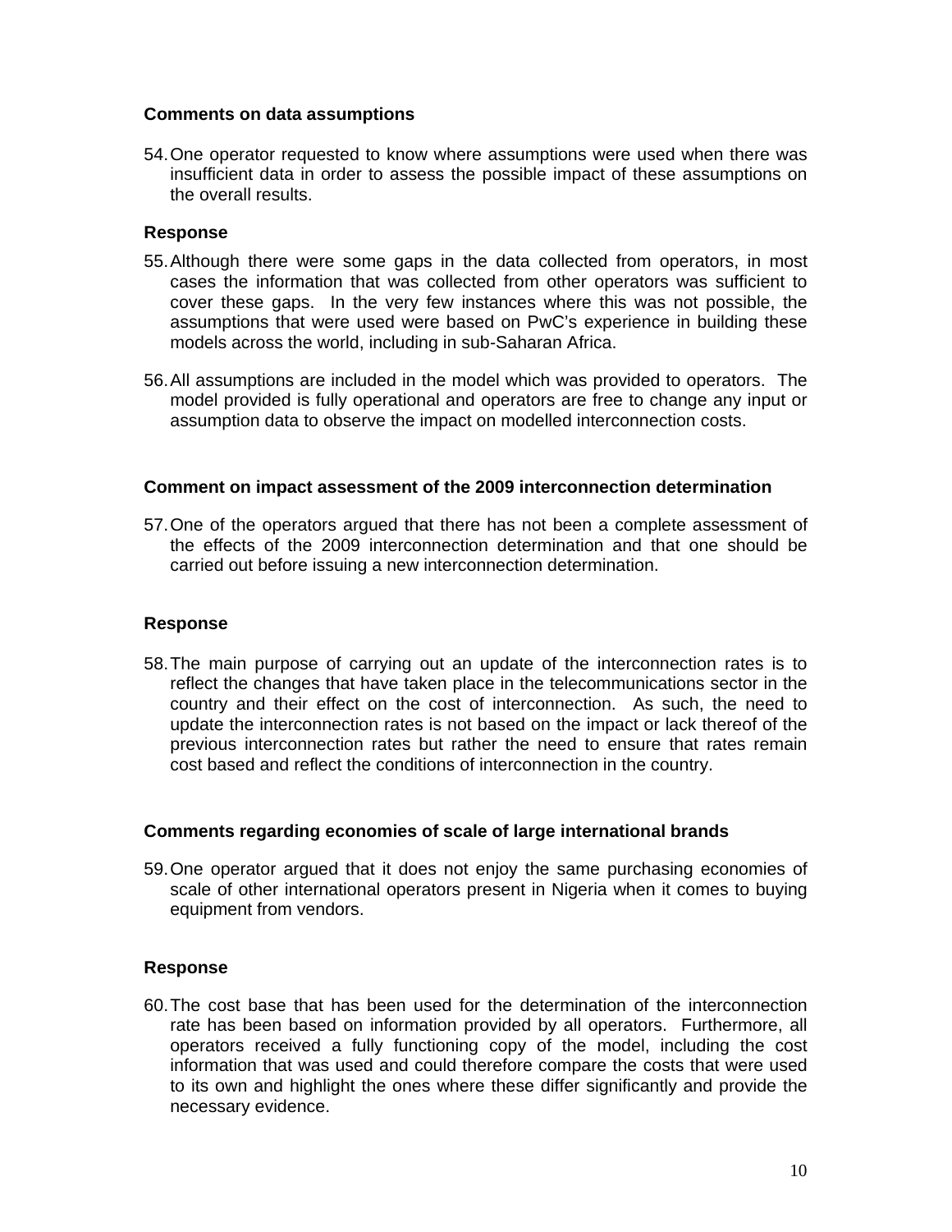**Comments on data assumptions**

54. One operator requested to know where assumptions were used when there was insufficient data in order to assess the possible impact of these assumptions on the overall results.

**Response**

55. Although there were some gaps in the data collected from operators, in most cases the information that was collected from other operators was sufficient to cover these gaps. In the very few instances where this was not possible, the assumptions that were used were based on PwC's experience in building these models across the world, including in sub-Saharan Africa.

56. All assumptions are included in the model which was provided to operators. The model provided is fully operational and operators are free to change any input or assumption data to observe the impact on modelled interconnection costs.

**Comment on impact assessment of the 2009 interconnection determination**

57. One of the operators argued that there has not been a complete assessment of the effects of the 2009 interconnection determination and that one should be carried out before issuing a new interconnection determination.

**Response**

58. The main purpose of carrying out an update of the interconnection rates is to reflect the changes that have taken place in the telecommunications sector in the country and their effect on the cost of interconnection. As such, the need to update the interconnection rates is not based on the impact or lack thereof of the previous interconnection rates but rather the need to ensure that rates remain cost based and reflect the conditions of interconnection in the country.

**Comments regarding economies of scale of large international brands**

59. One operator argued that it does not enjoy the same purchasing economies of scale of other international operators present in Nigeria when it comes to buying equipment from vendors.

**Response**

60. The cost base that has been used for the determination of the interconnection rate has been based on information provided by all operators. Furthermore, all operators received a fully functioning copy of the model, including the cost information that was used and could therefore compare the costs that were used to its own and highlight the ones where these differ significantly and provide the necessary evidence.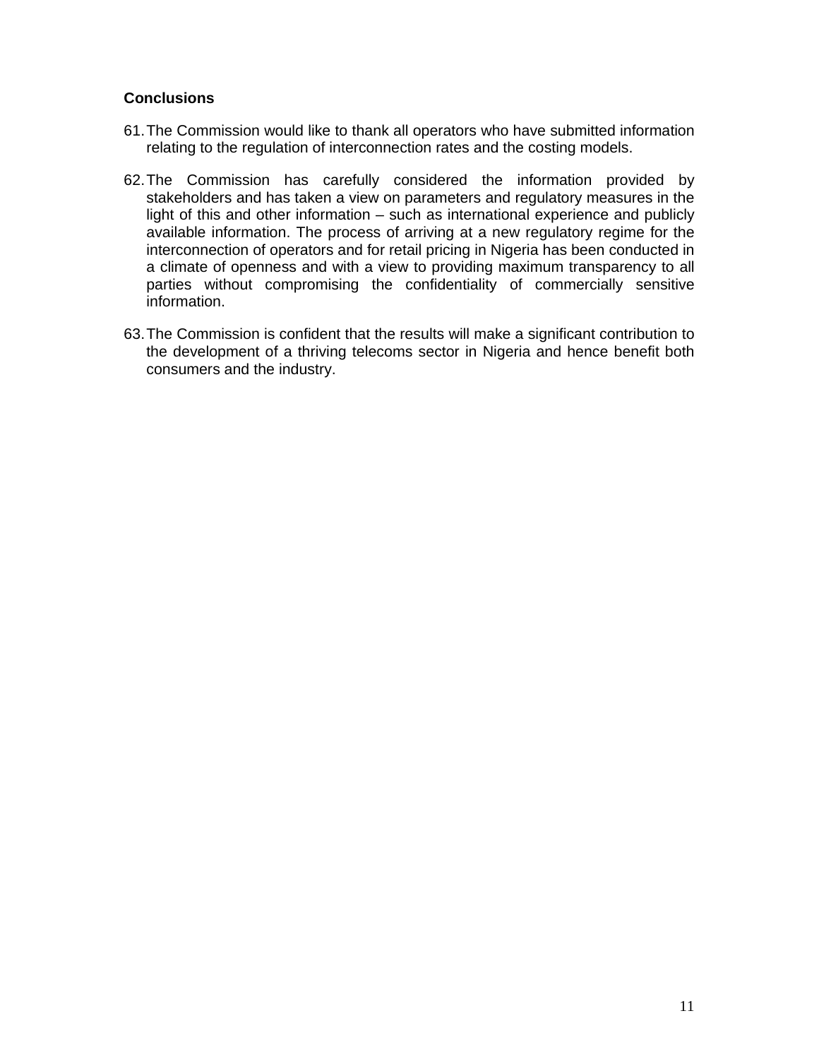**Conclusions**

61. The Commission would like to thank all operators who have submitted information relating to the regulation of interconnection rates and the costing models.

62. The Commission has carefully considered the information provided by stakeholders and has taken a view on parameters and regulatory measures in the light of this and other information – such as international experience and publicly available information. The process of arriving at a new regulatory regime for the interconnection of operators and for retail pricing in Nigeria has been conducted in a climate of openness and with a view to providing maximum transparency to all parties without compromising the confidentiality of commercially sensitive information.

63. The Commission is confident that the results will make a significant contribution to the development of a thriving telecoms sector in Nigeria and hence benefit both consumers and the industry.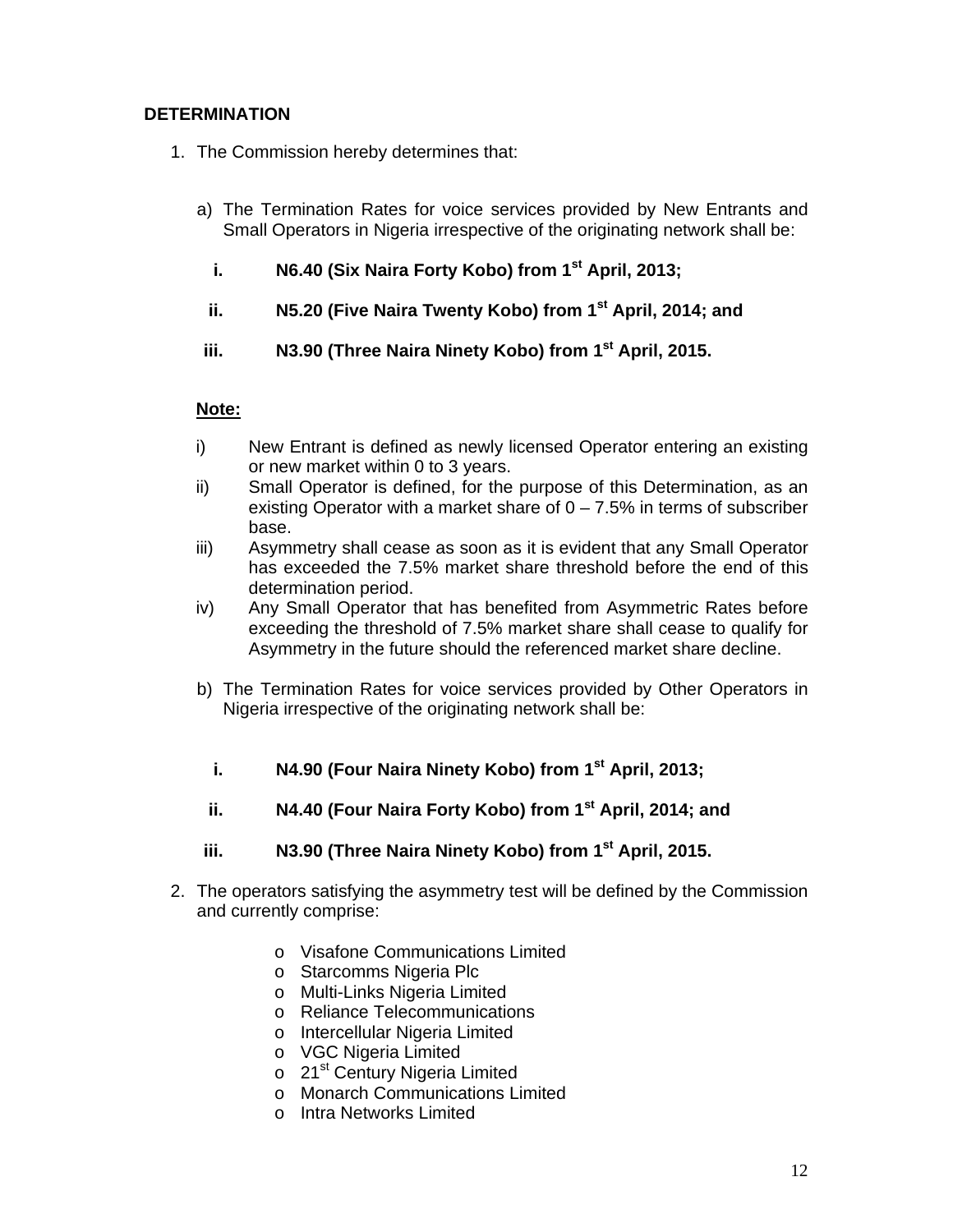## DETERMINATION

1. The Commission hereby determines that:

   a) The Termination Rates for voice services provided by New Entrants and Small Operators in Nigeria irrespective of the originating network shall be:

      i. **N6.40 (Six Naira Forty Kobo) from 1st April, 2013;**

      ii. **N5.20 (Five Naira Twenty Kobo) from 1st April, 2014; and**

      iii. **N3.90 (Three Naira Ninety Kobo) from 1st April, 2015.**

   **Note:**

   i) New Entrant is defined as newly licensed Operator entering an existing or new market within 0 to 3 years.

   ii) Small Operator is defined, for the purpose of this Determination, as an existing Operator with a market share of 0 – 7.5% in terms of subscriber base.

   iii) Asymmetry shall cease as soon as it is evident that any Small Operator has exceeded the 7.5% market share threshold before the end of this determination period.

   iv) Any Small Operator that has benefited from Asymmetric Rates before exceeding the threshold of 7.5% market share shall cease to qualify for Asymmetry in the future should the referenced market share decline.

   b) The Termination Rates for voice services provided by Other Operators in Nigeria irrespective of the originating network shall be:

      i. **N4.90 (Four Naira Ninety Kobo) from 1st April, 2013;**

      ii. **N4.40 (Four Naira Forty Kobo) from 1st April, 2014; and**

      iii. **N3.90 (Three Naira Ninety Kobo) from 1st April, 2015.**

2. The operators satisfying the asymmetry test will be defined by the Commission and currently comprise:

   - Visafone Communications Limited
   - Starcomms Nigeria Plc
   - Multi-Links Nigeria Limited
   - Reliance Telecommunications
   - Intercellular Nigeria Limited
   - VGC Nigeria Limited
   - 21st Century Nigeria Limited
   - Monarch Communications Limited
   - Intra Networks Limited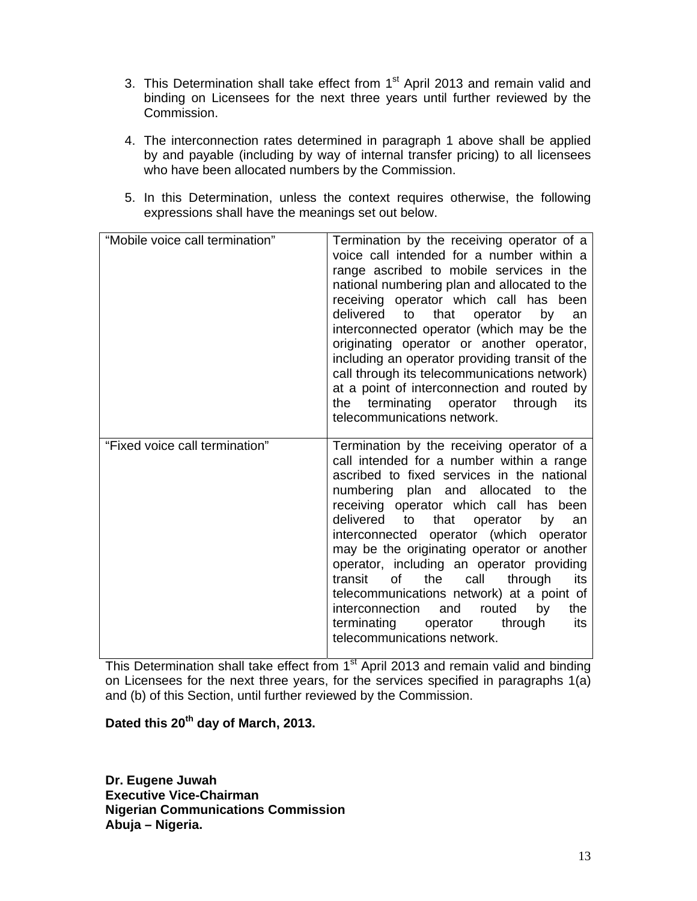3. This Determination shall take effect from 1st April 2013 and remain valid and binding on Licensees for the next three years until further reviewed by the Commission.

4. The interconnection rates determined in paragraph 1 above shall be applied by and payable (including by way of internal transfer pricing) to all licensees who have been allocated numbers by the Commission.

5. In this Determination, unless the context requires otherwise, the following expressions shall have the meanings set out below.

| | |
|---|---|
| "Mobile voice call termination" | Termination by the receiving operator of a voice call intended for a number within a range ascribed to mobile services in the national numbering plan and allocated to the receiving operator which call has been delivered to that operator by an interconnected operator (which may be the originating operator or another operator, including an operator providing transit of the call through its telecommunications network) at a point of interconnection and routed by the terminating operator through its telecommunications network. |
| "Fixed voice call termination" | Termination by the receiving operator of a call intended for a number within a range ascribed to fixed services in the national numbering plan and allocated to the receiving operator which call has been delivered to that operator by an interconnected operator (which operator may be the originating operator or another operator, including an operator providing transit of the call through its telecommunications network) at a point of interconnection and routed by the terminating operator through its telecommunications network. |

This Determination shall take effect from 1st April 2013 and remain valid and binding on Licensees for the next three years, for the services specified in paragraphs 1(a) and (b) of this Section, until further reviewed by the Commission.

**Dated this 20th day of March, 2013.**

**Dr. Eugene Juwah**
**Executive Vice-Chairman**
**Nigerian Communications Commission**
**Abuja – Nigeria.**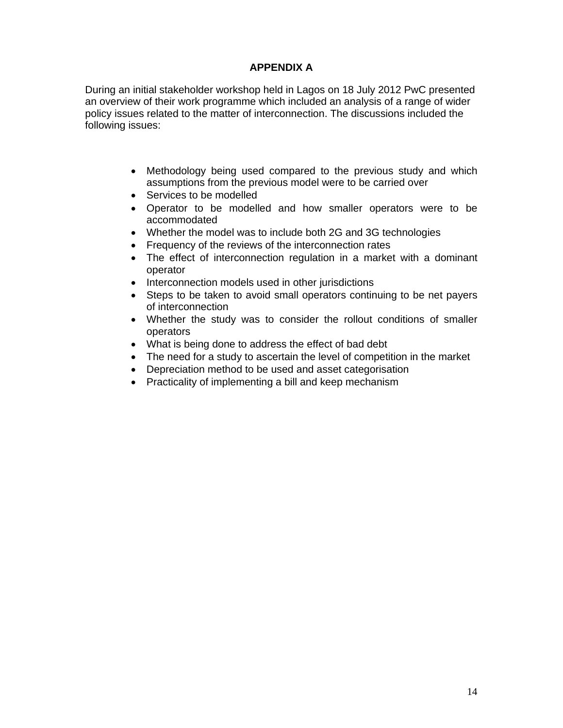# APPENDIX A

During an initial stakeholder workshop held in Lagos on 18 July 2012 PwC presented an overview of their work programme which included an analysis of a range of wider policy issues related to the matter of interconnection. The discussions included the following issues:

- Methodology being used compared to the previous study and which assumptions from the previous model were to be carried over
- Services to be modelled
- Operator to be modelled and how smaller operators were to be accommodated
- Whether the model was to include both 2G and 3G technologies
- Frequency of the reviews of the interconnection rates
- The effect of interconnection regulation in a market with a dominant operator
- Interconnection models used in other jurisdictions
- Steps to be taken to avoid small operators continuing to be net payers of interconnection
- Whether the study was to consider the rollout conditions of smaller operators
- What is being done to address the effect of bad debt
- The need for a study to ascertain the level of competition in the market
- Depreciation method to be used and asset categorisation
- Practicality of implementing a bill and keep mechanism